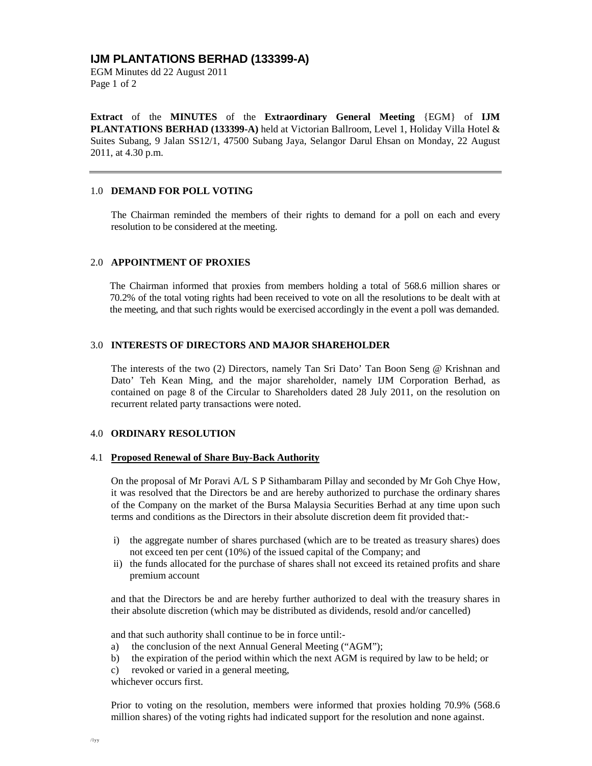# IJM PLANTATIONS BERHAD (133399-A)

EGM Minutes dd 22 August 2011

**Extract** of the **MINUTES** of the **Extraordinary General Meeting** {EGM} of **IJM PLANTATIONS BERHAD (133399-A)** held at Victorian Ballroom, Level 1, Holiday Villa Hotel & Suites Subang, 9 Jalan SS12/1, 47500 Subang Jaya, Selangor Darul Ehsan on Monday, 22 August 2011, at 4.30 p.m.

---

## 1.0 DEMAND FOR POLL VOTING

The Chairman reminded the members of their rights to demand for a poll on each and every resolution to be considered at the meeting.

## 2.0 APPOINTMENT OF PROXIES

The Chairman informed that proxies from members holding a total of 568.6 million shares or 70.2% of the total voting rights had been received to vote on all the resolutions to be dealt with at the meeting, and that such rights would be exercised accordingly in the event a poll was demanded.

## 3.0 INTERESTS OF DIRECTORS AND MAJOR SHAREHOLDER

The interests of the two (2) Directors, namely Tan Sri Dato' Tan Boon Seng @ Krishnan and Dato' Teh Kean Ming, and the major shareholder, namely IJM Corporation Berhad, as contained on page 8 of the Circular to Shareholders dated 28 July 2011, on the resolution on recurrent related party transactions were noted.

## 4.0 ORDINARY RESOLUTION

### 4.1 Proposed Renewal of Share Buy-Back Authority

On the proposal of Mr Poravi A/L S P Sithambaram Pillay and seconded by Mr Goh Chye How, it was resolved that the Directors be and are hereby authorized to purchase the ordinary shares of the Company on the market of the Bursa Malaysia Securities Berhad at any time upon such terms and conditions as the Directors in their absolute discretion deem fit provided that:-

i) the aggregate number of shares purchased (which are to be treated as treasury shares) does not exceed ten per cent (10%) of the issued capital of the Company; and
ii) the funds allocated for the purchase of shares shall not exceed its retained profits and share premium account

and that the Directors be and are hereby further authorized to deal with the treasury shares in their absolute discretion (which may be distributed as dividends, resold and/or cancelled)

and that such authority shall continue to be in force until:-

a) the conclusion of the next Annual General Meeting ("AGM");
b) the expiration of the period within which the next AGM is required by law to be held; or
c) revoked or varied in a general meeting,

whichever occurs first.

Prior to voting on the resolution, members were informed that proxies holding 70.9% (568.6 million shares) of the voting rights had indicated support for the resolution and none against.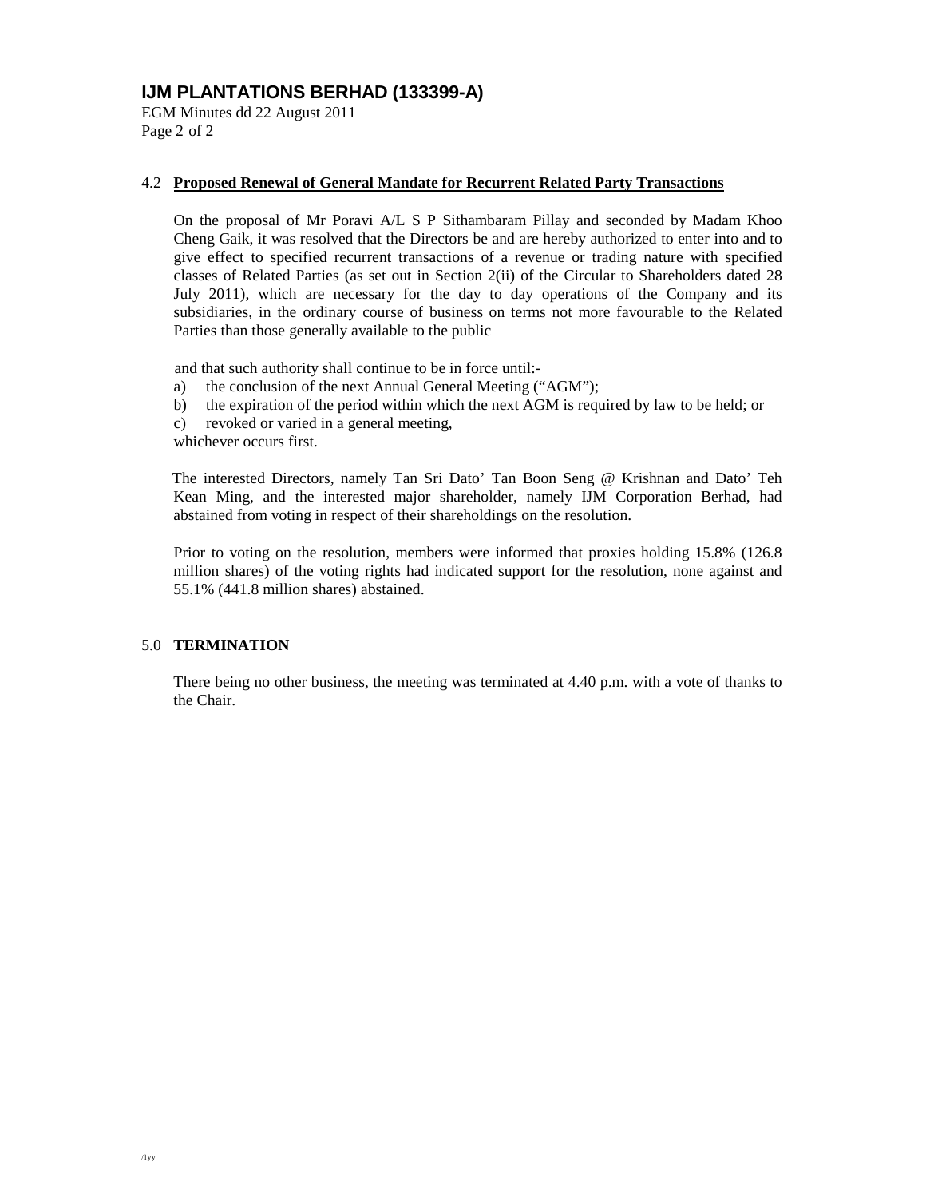### 4.2 **Proposed Renewal of General Mandate for Recurrent Related Party Transactions**

On the proposal of Mr Poravi A/L S P Sithambaram Pillay and seconded by Madam Khoo Cheng Gaik, it was resolved that the Directors be and are hereby authorized to enter into and to give effect to specified recurrent transactions of a revenue or trading nature with specified classes of Related Parties (as set out in Section 2(ii) of the Circular to Shareholders dated 28 July 2011), which are necessary for the day to day operations of the Company and its subsidiaries, in the ordinary course of business on terms not more favourable to the Related Parties than those generally available to the public

and that such authority shall continue to be in force until:-

a) the conclusion of the next Annual General Meeting ("AGM");
b) the expiration of the period within which the next AGM is required by law to be held; or
c) revoked or varied in a general meeting,

whichever occurs first.

The interested Directors, namely Tan Sri Dato' Tan Boon Seng @ Krishnan and Dato' Teh Kean Ming, and the interested major shareholder, namely IJM Corporation Berhad, had abstained from voting in respect of their shareholdings on the resolution.

Prior to voting on the resolution, members were informed that proxies holding 15.8% (126.8 million shares) of the voting rights had indicated support for the resolution, none against and 55.1% (441.8 million shares) abstained.

### 5.0 **TERMINATION**

There being no other business, the meeting was terminated at 4.40 p.m. with a vote of thanks to the Chair.

/lyy